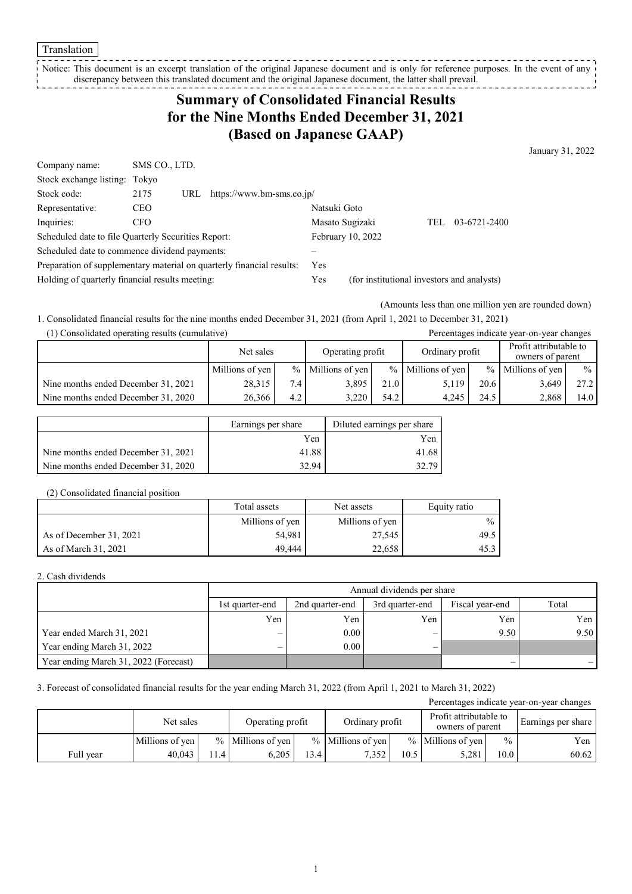Translation

Notice: This document is an excerpt translation of the original Japanese document and is only for reference purposes. In the event of any discrepancy between this translated document and the original Japanese document, the latter shall prevail.

# Summary of Consolidated Financial Results for the Nine Months Ended December 31, 2021 (Based on Japanese GAAP)

January 31, 2022

| | | | |
|---|---|---|---|
| Company name: | SMS CO., LTD. | | |
| Stock exchange listing: | Tokyo | | |
| Stock code: | 2175 URL https://www.bm-sms.co.jp/ | | |
| Representative: | CEO | Natsuki Goto | |
| Inquiries: | CFO | Masato Sugizaki | TEL 03-6721-2400 |
| Scheduled date to file Quarterly Securities Report: | | February 10, 2022 | |
| Scheduled date to commence dividend payments: | | – | |
| Preparation of supplementary material on quarterly financial results: | | Yes | |
| Holding of quarterly financial results meeting: | | Yes | (for institutional investors and analysts) |

(Amounts less than one million yen are rounded down)

1. Consolidated financial results for the nine months ended December 31, 2021 (from April 1, 2021 to December 31, 2021)

(1) Consolidated operating results (cumulative)

Percentages indicate year-on-year changes

| | Net sales | | Operating profit | | Ordinary profit | | Profit attributable to owners of parent | |
|---|---|---|---|---|---|---|---|---|
| | Millions of yen | % | Millions of yen | % | Millions of yen | % | Millions of yen | % |
| Nine months ended December 31, 2021 | 28,315 | 7.4 | 3,895 | 21.0 | 5,119 | 20.6 | 3,649 | 27.2 |
| Nine months ended December 31, 2020 | 26,366 | 4.2 | 3,220 | 54.2 | 4,245 | 24.5 | 2,868 | 14.0 |

| | Earnings per share | Diluted earnings per share |
|---|---|---|
| | Yen | Yen |
| Nine months ended December 31, 2021 | 41.88 | 41.68 |
| Nine months ended December 31, 2020 | 32.94 | 32.79 |

(2) Consolidated financial position

| | Total assets | Net assets | Equity ratio |
|---|---|---|---|
| | Millions of yen | Millions of yen | % |
| As of December 31, 2021 | 54,981 | 27,545 | 49.5 |
| As of March 31, 2021 | 49,444 | 22,658 | 45.3 |

2. Cash dividends

| | Annual dividends per share | | | | |
|---|---|---|---|---|---|
| | 1st quarter-end | 2nd quarter-end | 3rd quarter-end | Fiscal year-end | Total |
| | Yen | Yen | Yen | Yen | Yen |
| Year ended March 31, 2021 | – | 0.00 | – | 9.50 | 9.50 |
| Year ending March 31, 2022 | – | 0.00 | – | | |
| Year ending March 31, 2022 (Forecast) | | | | – | – |

3. Forecast of consolidated financial results for the year ending March 31, 2022 (from April 1, 2021 to March 31, 2022)

Percentages indicate year-on-year changes

| | Net sales | | Operating profit | | Ordinary profit | | Profit attributable to owners of parent | | Earnings per share |
|---|---|---|---|---|---|---|---|---|---|
| | Millions of yen | % | Millions of yen | % | Millions of yen | % | Millions of yen | % | Yen |
| Full year | 40,043 | 11.4 | 6,205 | 13.4 | 7,352 | 10.5 | 5,281 | 10.0 | 60.62 |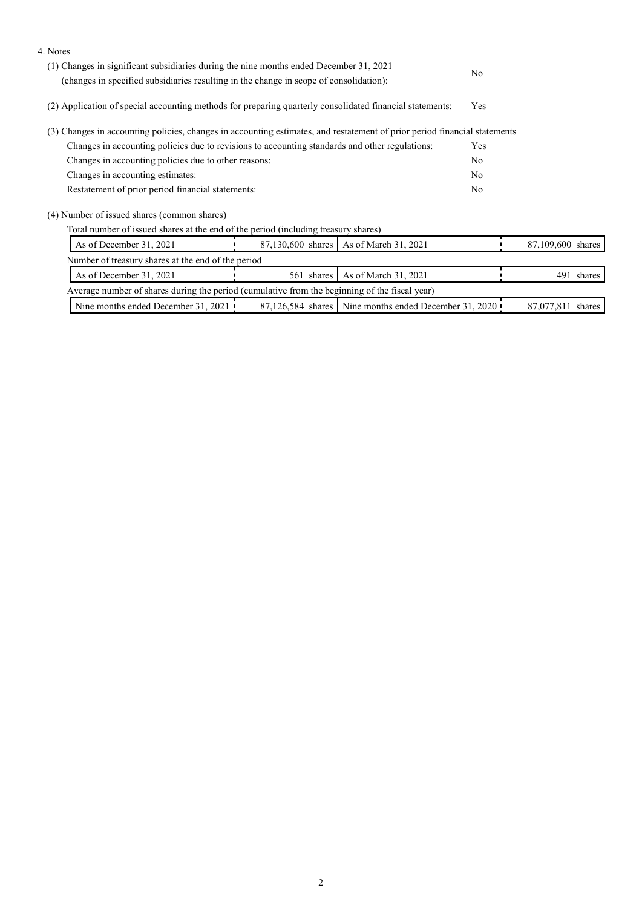4. Notes

(1) Changes in significant subsidiaries during the nine months ended December 31, 2021 (changes in specified subsidiaries resulting in the change in scope of consolidation): No

(2) Application of special accounting methods for preparing quarterly consolidated financial statements: Yes

(3) Changes in accounting policies, changes in accounting estimates, and restatement of prior period financial statements

| | |
|---|---|
| Changes in accounting policies due to revisions to accounting standards and other regulations: | Yes |
| Changes in accounting policies due to other reasons: | No |
| Changes in accounting estimates: | No |
| Restatement of prior period financial statements: | No |

(4) Number of issued shares (common shares)

Total number of issued shares at the end of the period (including treasury shares)

| | | | |
|---|---|---|---|
| As of December 31, 2021 | 87,130,600 shares | As of March 31, 2021 | 87,109,600 shares |

Number of treasury shares at the end of the period

| | | | |
|---|---|---|---|
| As of December 31, 2021 | 561 shares | As of March 31, 2021 | 491 shares |

Average number of shares during the period (cumulative from the beginning of the fiscal year)

| | | | |
|---|---|---|---|
| Nine months ended December 31, 2021 | 87,126,584 shares | Nine months ended December 31, 2020 | 87,077,811 shares |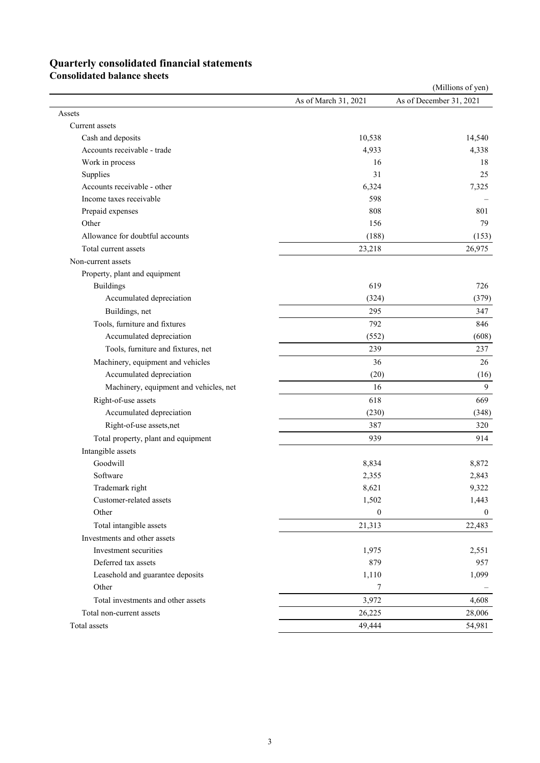# Quarterly consolidated financial statements

## Consolidated balance sheets

(Millions of yen)

| | As of March 31, 2021 | As of December 31, 2021 |
|---|---|---|
| Assets | | |
| Current assets | | |
| Cash and deposits | 10,538 | 14,540 |
| Accounts receivable - trade | 4,933 | 4,338 |
| Work in process | 16 | 18 |
| Supplies | 31 | 25 |
| Accounts receivable - other | 6,324 | 7,325 |
| Income taxes receivable | 598 | – |
| Prepaid expenses | 808 | 801 |
| Other | 156 | 79 |
| Allowance for doubtful accounts | (188) | (153) |
| Total current assets | 23,218 | 26,975 |
| Non-current assets | | |
| Property, plant and equipment | | |
| Buildings | 619 | 726 |
| Accumulated depreciation | (324) | (379) |
| Buildings, net | 295 | 347 |
| Tools, furniture and fixtures | 792 | 846 |
| Accumulated depreciation | (552) | (608) |
| Tools, furniture and fixtures, net | 239 | 237 |
| Machinery, equipment and vehicles | 36 | 26 |
| Accumulated depreciation | (20) | (16) |
| Machinery, equipment and vehicles, net | 16 | 9 |
| Right-of-use assets | 618 | 669 |
| Accumulated depreciation | (230) | (348) |
| Right-of-use assets,net | 387 | 320 |
| Total property, plant and equipment | 939 | 914 |
| Intangible assets | | |
| Goodwill | 8,834 | 8,872 |
| Software | 2,355 | 2,843 |
| Trademark right | 8,621 | 9,322 |
| Customer-related assets | 1,502 | 1,443 |
| Other | 0 | 0 |
| Total intangible assets | 21,313 | 22,483 |
| Investments and other assets | | |
| Investment securities | 1,975 | 2,551 |
| Deferred tax assets | 879 | 957 |
| Leasehold and guarantee deposits | 1,110 | 1,099 |
| Other | 7 | – |
| Total investments and other assets | 3,972 | 4,608 |
| Total non-current assets | 26,225 | 28,006 |
| Total assets | 49,444 | 54,981 |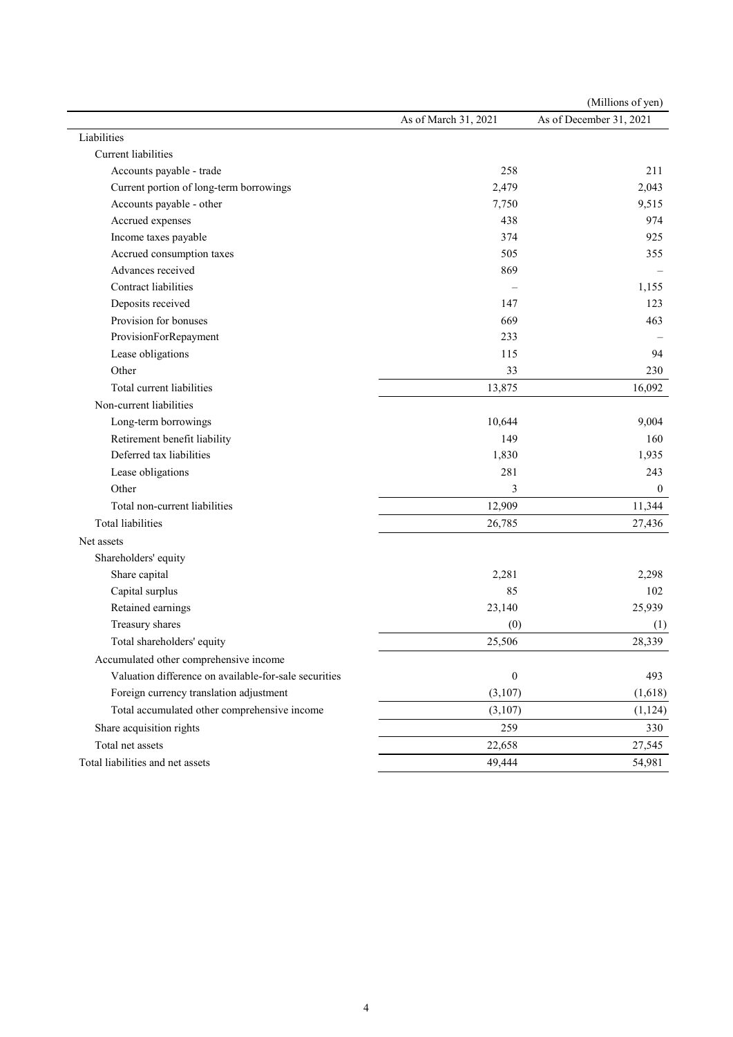(Millions of yen)

| | As of March 31, 2021 | As of December 31, 2021 |
|---|---|---|
| Liabilities | | |
| Current liabilities | | |
| Accounts payable - trade | 258 | 211 |
| Current portion of long-term borrowings | 2,479 | 2,043 |
| Accounts payable - other | 7,750 | 9,515 |
| Accrued expenses | 438 | 974 |
| Income taxes payable | 374 | 925 |
| Accrued consumption taxes | 505 | 355 |
| Advances received | 869 | – |
| Contract liabilities | – | 1,155 |
| Deposits received | 147 | 123 |
| Provision for bonuses | 669 | 463 |
| ProvisionForRepayment | 233 | – |
| Lease obligations | 115 | 94 |
| Other | 33 | 230 |
| Total current liabilities | 13,875 | 16,092 |
| Non-current liabilities | | |
| Long-term borrowings | 10,644 | 9,004 |
| Retirement benefit liability | 149 | 160 |
| Deferred tax liabilities | 1,830 | 1,935 |
| Lease obligations | 281 | 243 |
| Other | 3 | 0 |
| Total non-current liabilities | 12,909 | 11,344 |
| Total liabilities | 26,785 | 27,436 |
| Net assets | | |
| Shareholders' equity | | |
| Share capital | 2,281 | 2,298 |
| Capital surplus | 85 | 102 |
| Retained earnings | 23,140 | 25,939 |
| Treasury shares | (0) | (1) |
| Total shareholders' equity | 25,506 | 28,339 |
| Accumulated other comprehensive income | | |
| Valuation difference on available-for-sale securities | 0 | 493 |
| Foreign currency translation adjustment | (3,107) | (1,618) |
| Total accumulated other comprehensive income | (3,107) | (1,124) |
| Share acquisition rights | 259 | 330 |
| Total net assets | 22,658 | 27,545 |
| Total liabilities and net assets | 49,444 | 54,981 |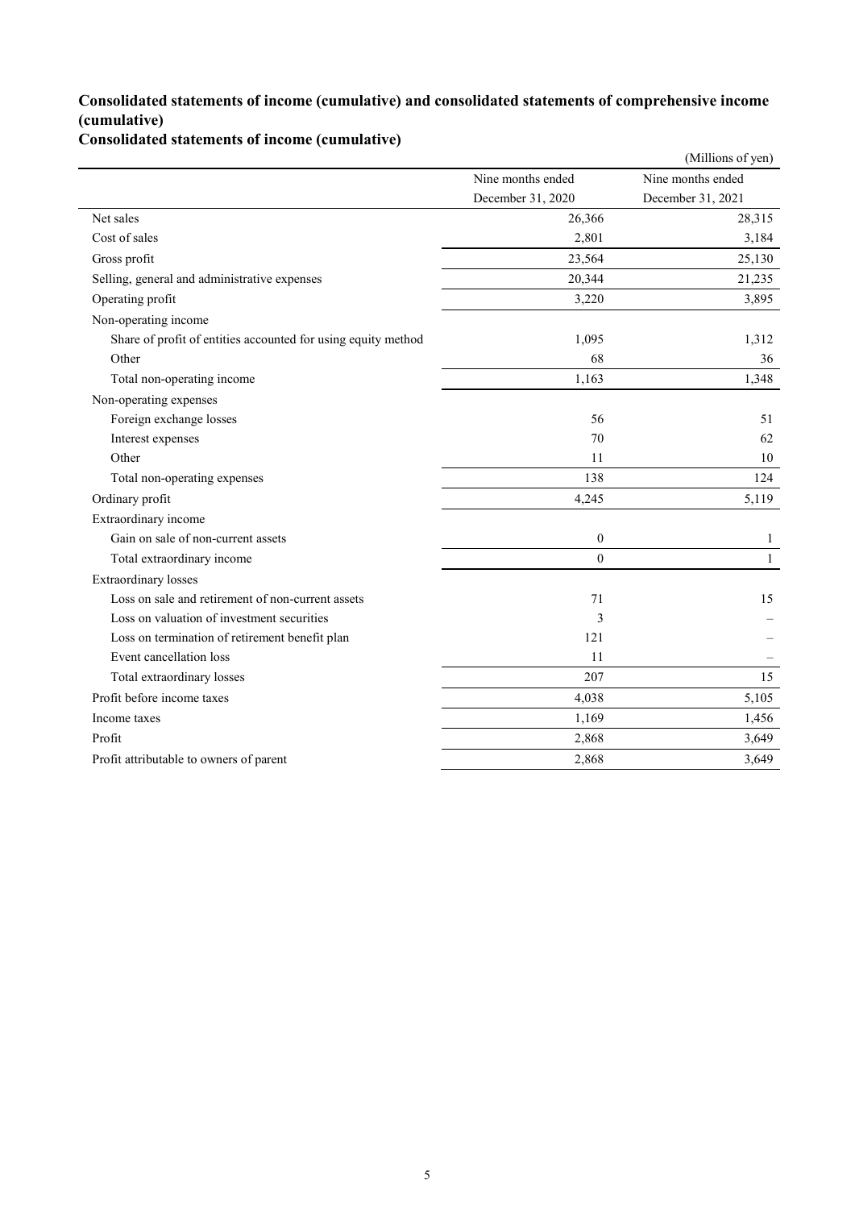## Consolidated statements of income (cumulative) and consolidated statements of comprehensive income (cumulative)

### Consolidated statements of income (cumulative)

(Millions of yen)

| | Nine months ended December 31, 2020 | Nine months ended December 31, 2021 |
|---|---|---|
| Net sales | 26,366 | 28,315 |
| Cost of sales | 2,801 | 3,184 |
| Gross profit | 23,564 | 25,130 |
| Selling, general and administrative expenses | 20,344 | 21,235 |
| Operating profit | 3,220 | 3,895 |
| Non-operating income | | |
| Share of profit of entities accounted for using equity method | 1,095 | 1,312 |
| Other | 68 | 36 |
| Total non-operating income | 1,163 | 1,348 |
| Non-operating expenses | | |
| Foreign exchange losses | 56 | 51 |
| Interest expenses | 70 | 62 |
| Other | 11 | 10 |
| Total non-operating expenses | 138 | 124 |
| Ordinary profit | 4,245 | 5,119 |
| Extraordinary income | | |
| Gain on sale of non-current assets | 0 | 1 |
| Total extraordinary income | 0 | 1 |
| Extraordinary losses | | |
| Loss on sale and retirement of non-current assets | 71 | 15 |
| Loss on valuation of investment securities | 3 | – |
| Loss on termination of retirement benefit plan | 121 | – |
| Event cancellation loss | 11 | – |
| Total extraordinary losses | 207 | 15 |
| Profit before income taxes | 4,038 | 5,105 |
| Income taxes | 1,169 | 1,456 |
| Profit | 2,868 | 3,649 |
| Profit attributable to owners of parent | 2,868 | 3,649 |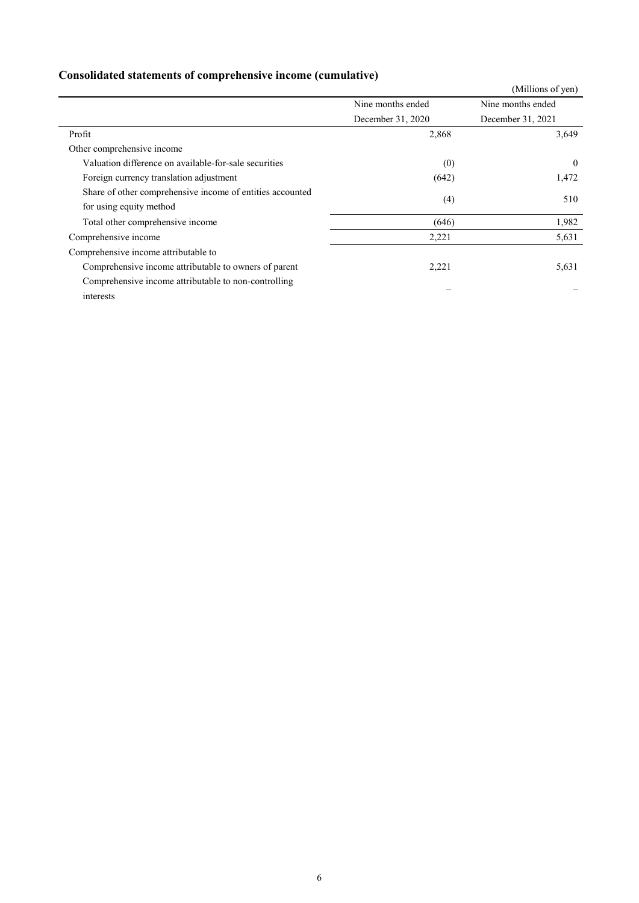## Consolidated statements of comprehensive income (cumulative)

(Millions of yen)

| | Nine months ended December 31, 2020 | Nine months ended December 31, 2021 |
|---|---|---|
| Profit | 2,868 | 3,649 |
| Other comprehensive income | | |
| Valuation difference on available-for-sale securities | (0) | 0 |
| Foreign currency translation adjustment | (642) | 1,472 |
| Share of other comprehensive income of entities accounted for using equity method | (4) | 510 |
| Total other comprehensive income | (646) | 1,982 |
| Comprehensive income | 2,221 | 5,631 |
| Comprehensive income attributable to | | |
| Comprehensive income attributable to owners of parent | 2,221 | 5,631 |
| Comprehensive income attributable to non-controlling interests | – | – |